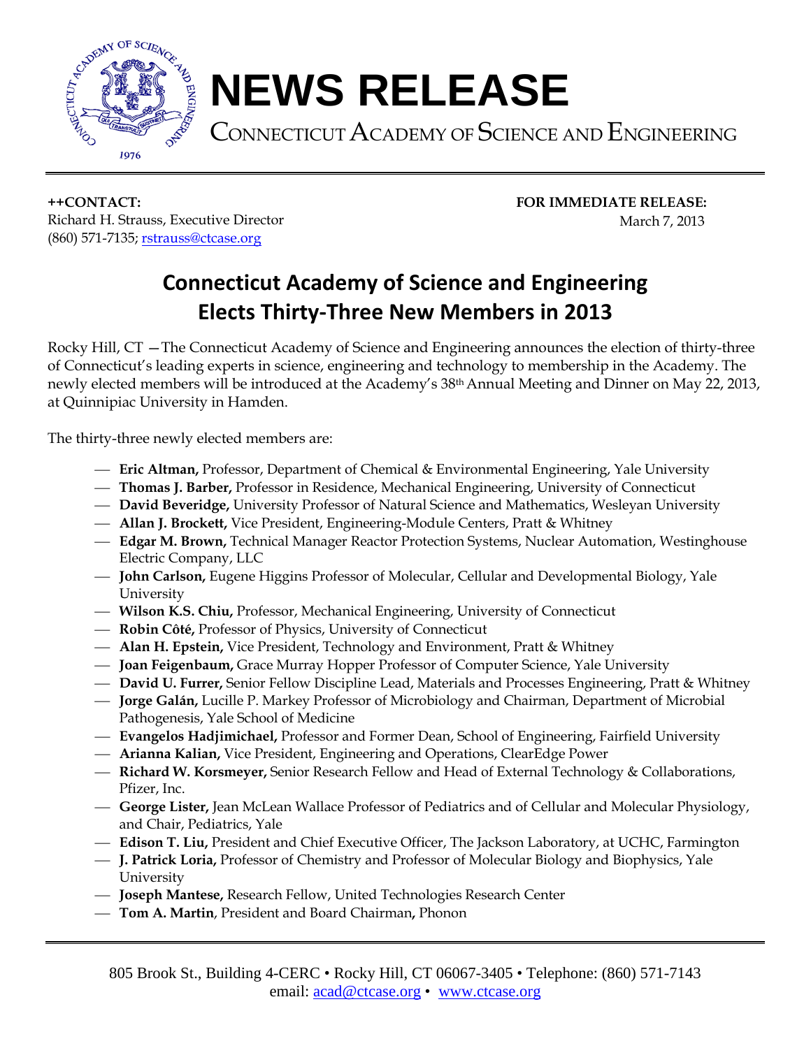# NEWS RELEASE

CONNECTICUT ACADEMY OF SCIENCE AND ENGINEERING

**++CONTACT:**
Richard H. Strauss, Executive Director
(860) 571-7135; rstrauss@ctcase.org

**FOR IMMEDIATE RELEASE:**
March 7, 2013

## Connecticut Academy of Science and Engineering Elects Thirty-Three New Members in 2013

Rocky Hill, CT —The Connecticut Academy of Science and Engineering announces the election of thirty-three of Connecticut's leading experts in science, engineering and technology to membership in the Academy. The newly elected members will be introduced at the Academy's 38th Annual Meeting and Dinner on May 22, 2013, at Quinnipiac University in Hamden.

The thirty-three newly elected members are:

- **Eric Altman,** Professor, Department of Chemical & Environmental Engineering, Yale University
- **Thomas J. Barber,** Professor in Residence, Mechanical Engineering, University of Connecticut
- **David Beveridge,** University Professor of Natural Science and Mathematics, Wesleyan University
- **Allan J. Brockett,** Vice President, Engineering-Module Centers, Pratt & Whitney
- **Edgar M. Brown,** Technical Manager Reactor Protection Systems, Nuclear Automation, Westinghouse Electric Company, LLC
- **John Carlson,** Eugene Higgins Professor of Molecular, Cellular and Developmental Biology, Yale University
- **Wilson K.S. Chiu,** Professor, Mechanical Engineering, University of Connecticut
- **Robin Côté,** Professor of Physics, University of Connecticut
- **Alan H. Epstein,** Vice President, Technology and Environment, Pratt & Whitney
- **Joan Feigenbaum,** Grace Murray Hopper Professor of Computer Science, Yale University
- **David U. Furrer,** Senior Fellow Discipline Lead, Materials and Processes Engineering, Pratt & Whitney
- **Jorge Galán,** Lucille P. Markey Professor of Microbiology and Chairman, Department of Microbial Pathogenesis, Yale School of Medicine
- **Evangelos Hadjimichael,** Professor and Former Dean, School of Engineering, Fairfield University
- **Arianna Kalian,** Vice President, Engineering and Operations, ClearEdge Power
- **Richard W. Korsmeyer,** Senior Research Fellow and Head of External Technology & Collaborations, Pfizer, Inc.
- **George Lister,** Jean McLean Wallace Professor of Pediatrics and of Cellular and Molecular Physiology, and Chair, Pediatrics, Yale
- **Edison T. Liu,** President and Chief Executive Officer, The Jackson Laboratory, at UCHC, Farmington
- **J. Patrick Loria,** Professor of Chemistry and Professor of Molecular Biology and Biophysics, Yale University
- **Joseph Mantese,** Research Fellow, United Technologies Research Center
- **Tom A. Martin**, President and Board Chairman**,** Phonon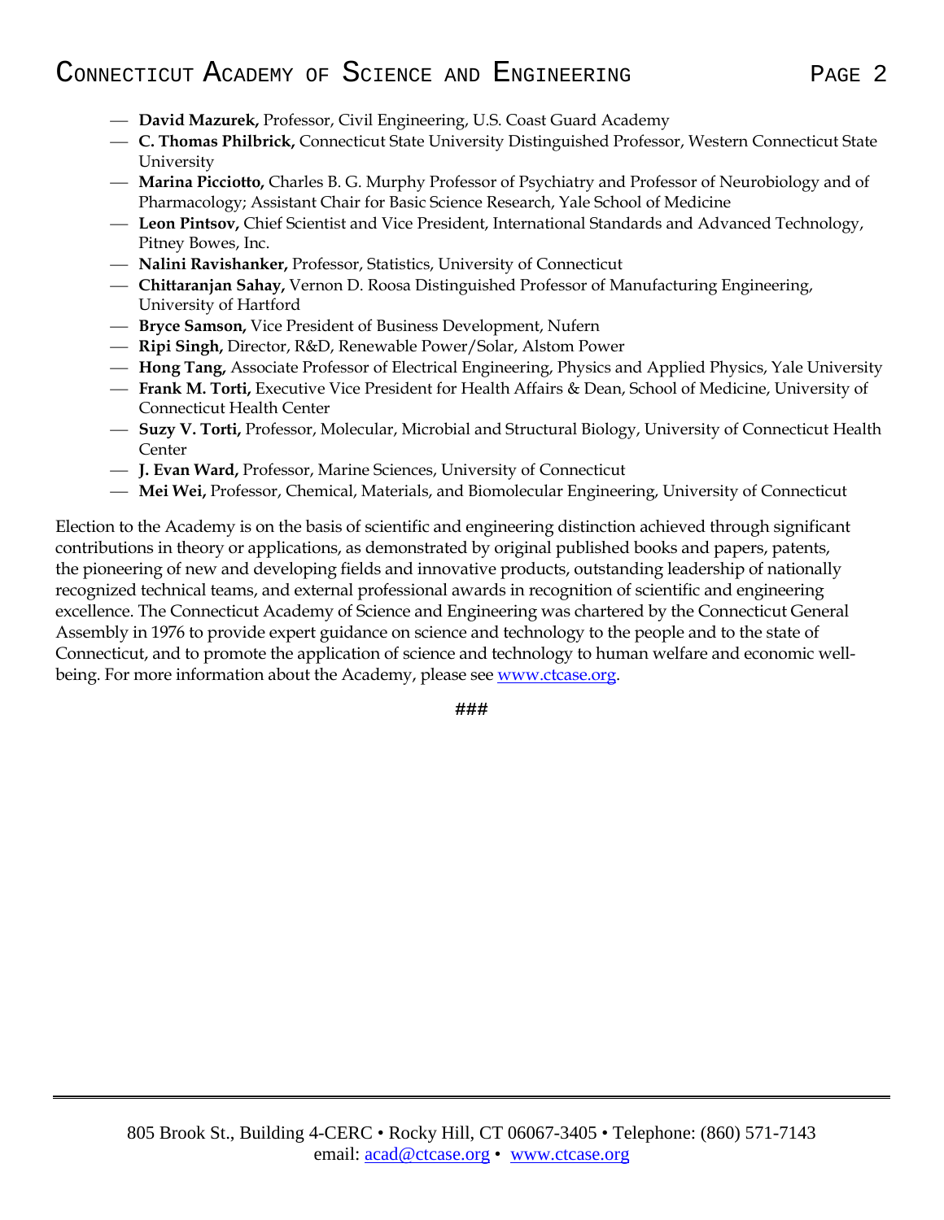- **David Mazurek,** Professor, Civil Engineering, U.S. Coast Guard Academy
- **C. Thomas Philbrick,** Connecticut State University Distinguished Professor, Western Connecticut State University
- **Marina Picciotto,** Charles B. G. Murphy Professor of Psychiatry and Professor of Neurobiology and of Pharmacology; Assistant Chair for Basic Science Research, Yale School of Medicine
- **Leon Pintsov,** Chief Scientist and Vice President, International Standards and Advanced Technology, Pitney Bowes, Inc.
- **Nalini Ravishanker,** Professor, Statistics, University of Connecticut
- **Chittaranjan Sahay,** Vernon D. Roosa Distinguished Professor of Manufacturing Engineering, University of Hartford
- **Bryce Samson,** Vice President of Business Development, Nufern
- **Ripi Singh,** Director, R&D, Renewable Power/Solar, Alstom Power
- **Hong Tang,** Associate Professor of Electrical Engineering, Physics and Applied Physics, Yale University
- **Frank M. Torti,** Executive Vice President for Health Affairs & Dean, School of Medicine, University of Connecticut Health Center
- **Suzy V. Torti,** Professor, Molecular, Microbial and Structural Biology, University of Connecticut Health Center
- **J. Evan Ward,** Professor, Marine Sciences, University of Connecticut
- **Mei Wei,** Professor, Chemical, Materials, and Biomolecular Engineering, University of Connecticut

Election to the Academy is on the basis of scientific and engineering distinction achieved through significant contributions in theory or applications, as demonstrated by original published books and papers, patents, the pioneering of new and developing fields and innovative products, outstanding leadership of nationally recognized technical teams, and external professional awards in recognition of scientific and engineering excellence. The Connecticut Academy of Science and Engineering was chartered by the Connecticut General Assembly in 1976 to provide expert guidance on science and technology to the people and to the state of Connecticut, and to promote the application of science and technology to human welfare and economic well-being. For more information about the Academy, please see www.ctcase.org.

###

805 Brook St., Building 4-CERC • Rocky Hill, CT 06067-3405 • Telephone: (860) 571-7143
email: acad@ctcase.org • www.ctcase.org